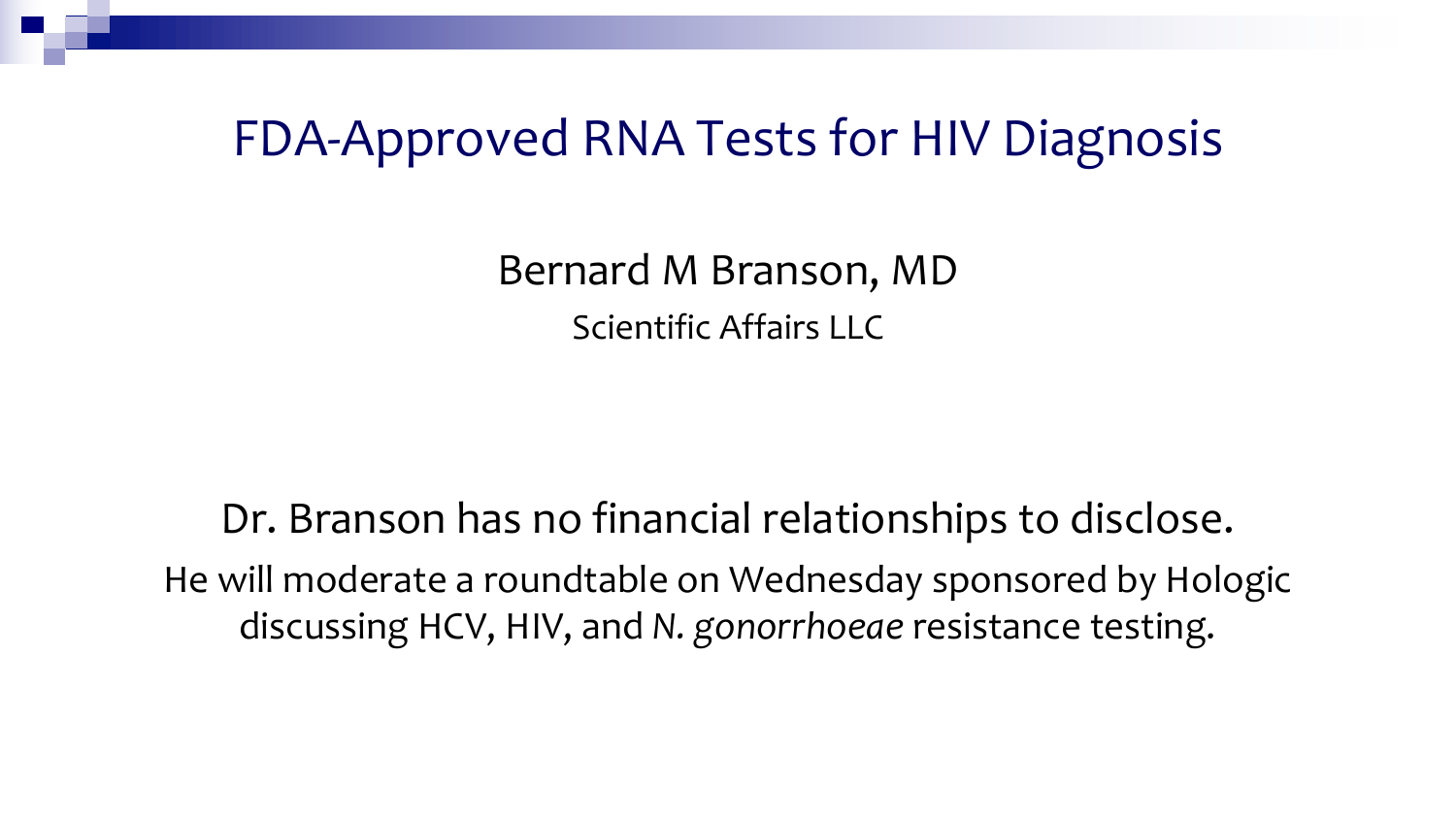# FDA-Approved RNA Tests for HIV Diagnosis

Bernard M Branson, MD

Scientific Affairs LLC

Dr. Branson has no financial relationships to disclose.

He will moderate a roundtable on Wednesday sponsored by Hologic discussing HCV, HIV, and *N. gonorrhoeae* resistance testing.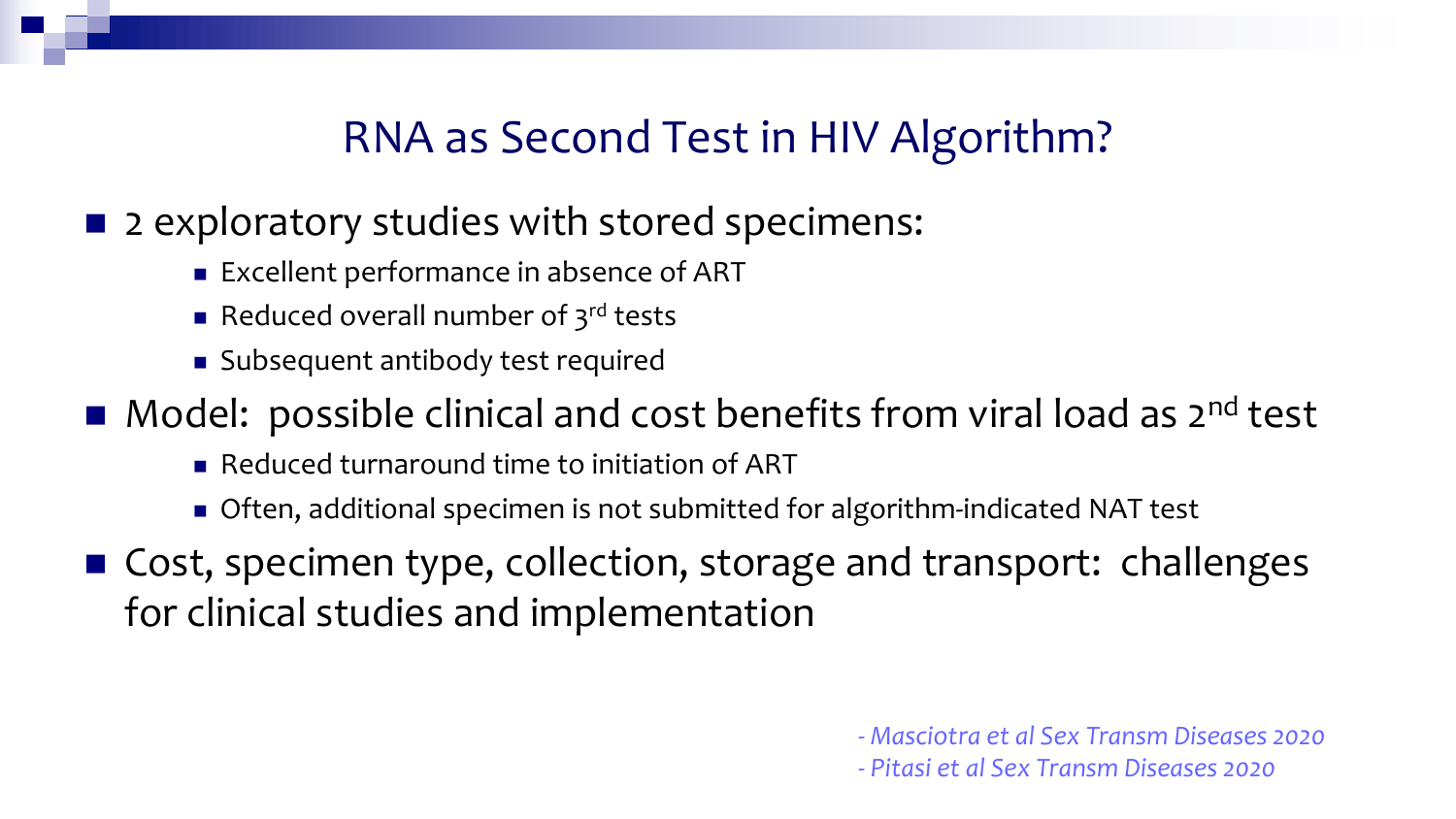# RNA as Second Test in HIV Algorithm?

- 2 exploratory studies with stored specimens:
  - Excellent performance in absence of ART
  - Reduced overall number of 3rd tests
  - Subsequent antibody test required
- Model: possible clinical and cost benefits from viral load as 2nd test
  - Reduced turnaround time to initiation of ART
  - Often, additional specimen is not submitted for algorithm-indicated NAT test
- Cost, specimen type, collection, storage and transport: challenges for clinical studies and implementation

*- Masciotra et al Sex Transm Diseases 2020*
*- Pitasi et al Sex Transm Diseases 2020*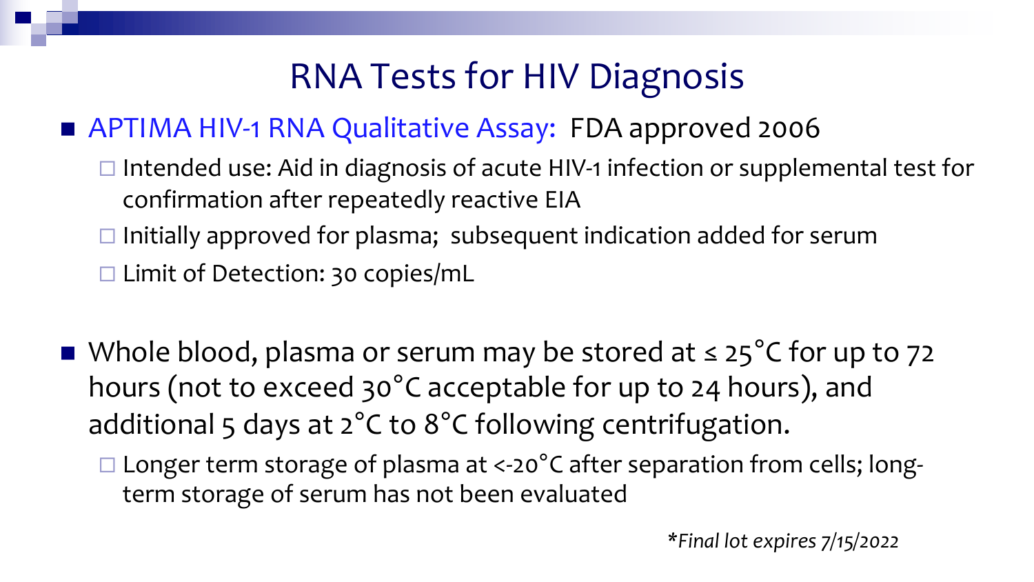# RNA Tests for HIV Diagnosis

- APTIMA HIV-1 RNA Qualitative Assay: FDA approved 2006
  - Intended use: Aid in diagnosis of acute HIV-1 infection or supplemental test for confirmation after repeatedly reactive EIA
  - Initially approved for plasma; subsequent indication added for serum
  - Limit of Detection: 30 copies/mL

- Whole blood, plasma or serum may be stored at ≤ 25°C for up to 72 hours (not to exceed 30°C acceptable for up to 24 hours), and additional 5 days at 2°C to 8°C following centrifugation.
  - Longer term storage of plasma at <-20°C after separation from cells; long-term storage of serum has not been evaluated

*\*Final lot expires 7/15/2022*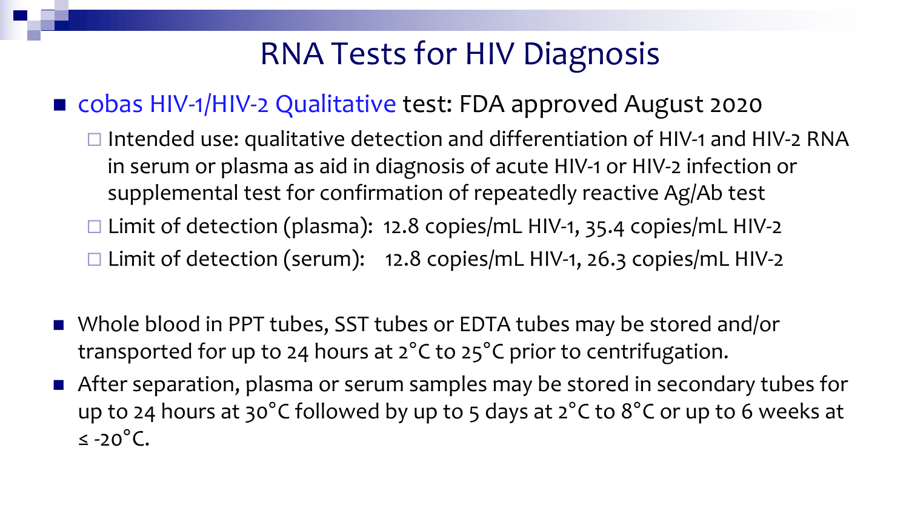# RNA Tests for HIV Diagnosis

- cobas HIV-1/HIV-2 Qualitative test: FDA approved August 2020
  - Intended use: qualitative detection and differentiation of HIV-1 and HIV-2 RNA in serum or plasma as aid in diagnosis of acute HIV-1 or HIV-2 infection or supplemental test for confirmation of repeatedly reactive Ag/Ab test
  - Limit of detection (plasma): 12.8 copies/mL HIV-1, 35.4 copies/mL HIV-2
  - Limit of detection (serum): 12.8 copies/mL HIV-1, 26.3 copies/mL HIV-2

- Whole blood in PPT tubes, SST tubes or EDTA tubes may be stored and/or transported for up to 24 hours at 2°C to 25°C prior to centrifugation.
- After separation, plasma or serum samples may be stored in secondary tubes for up to 24 hours at 30°C followed by up to 5 days at 2°C to 8°C or up to 6 weeks at ≤ -20°C.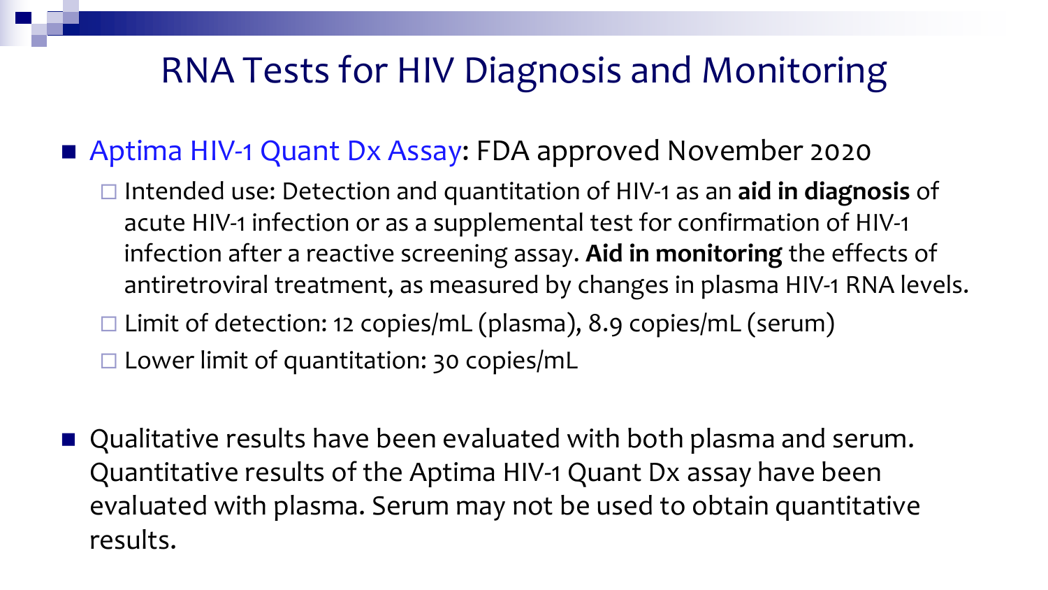# RNA Tests for HIV Diagnosis and Monitoring

- Aptima HIV-1 Quant Dx Assay: FDA approved November 2020
  - Intended use: Detection and quantitation of HIV-1 as an **aid in diagnosis** of acute HIV-1 infection or as a supplemental test for confirmation of HIV-1 infection after a reactive screening assay. **Aid in monitoring** the effects of antiretroviral treatment, as measured by changes in plasma HIV-1 RNA levels.
  - Limit of detection: 12 copies/mL (plasma), 8.9 copies/mL (serum)
  - Lower limit of quantitation: 30 copies/mL

- Qualitative results have been evaluated with both plasma and serum. Quantitative results of the Aptima HIV-1 Quant Dx assay have been evaluated with plasma. Serum may not be used to obtain quantitative results.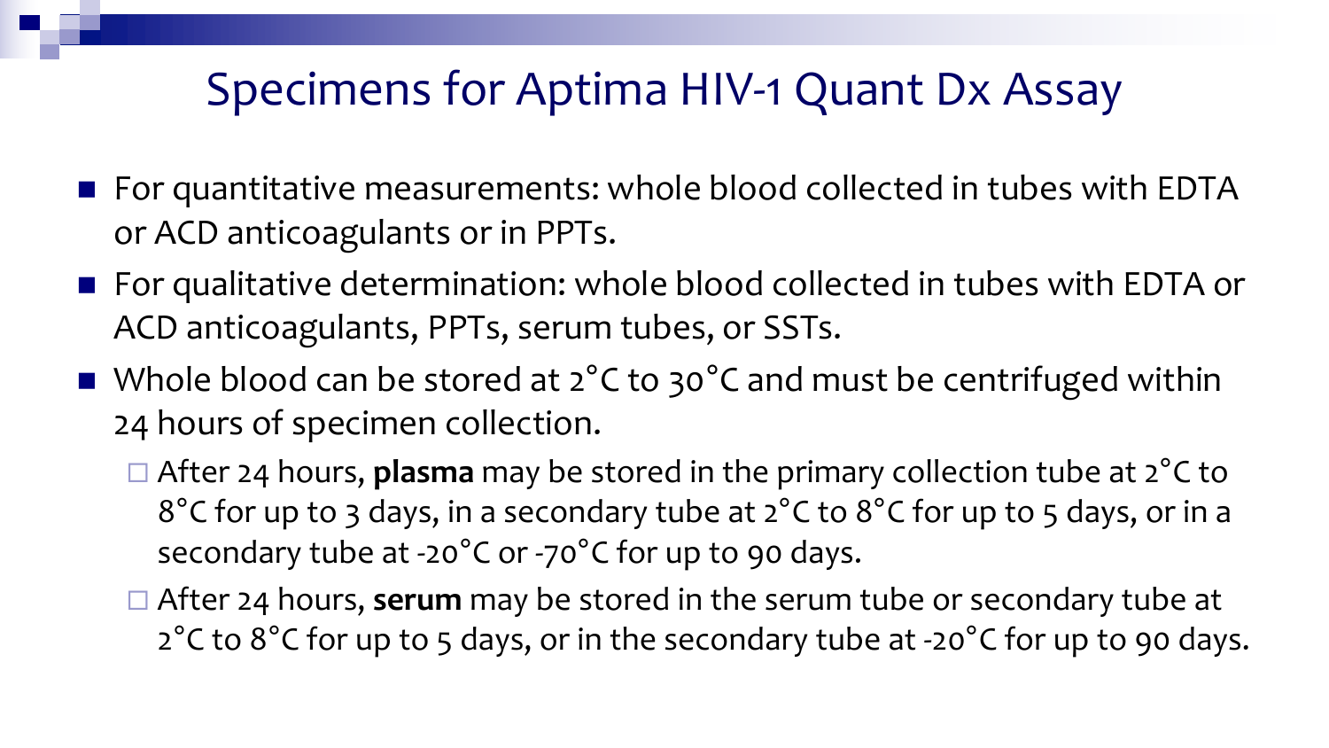# Specimens for Aptima HIV-1 Quant Dx Assay

- For quantitative measurements: whole blood collected in tubes with EDTA or ACD anticoagulants or in PPTs.
- For qualitative determination: whole blood collected in tubes with EDTA or ACD anticoagulants, PPTs, serum tubes, or SSTs.
- Whole blood can be stored at 2°C to 30°C and must be centrifuged within 24 hours of specimen collection.
  - After 24 hours, **plasma** may be stored in the primary collection tube at 2°C to 8°C for up to 3 days, in a secondary tube at 2°C to 8°C for up to 5 days, or in a secondary tube at -20°C or -70°C for up to 90 days.
  - After 24 hours, **serum** may be stored in the serum tube or secondary tube at 2°C to 8°C for up to 5 days, or in the secondary tube at -20°C for up to 90 days.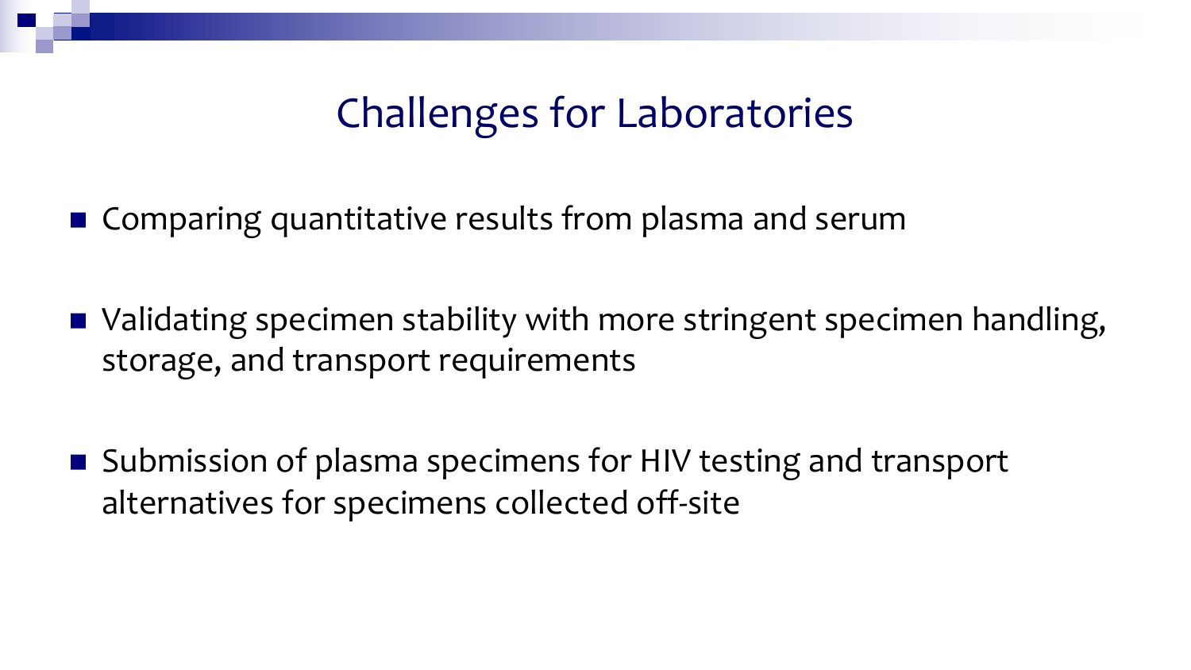# Challenges for Laboratories

- Comparing quantitative results from plasma and serum
- Validating specimen stability with more stringent specimen handling, storage, and transport requirements
- Submission of plasma specimens for HIV testing and transport alternatives for specimens collected off-site